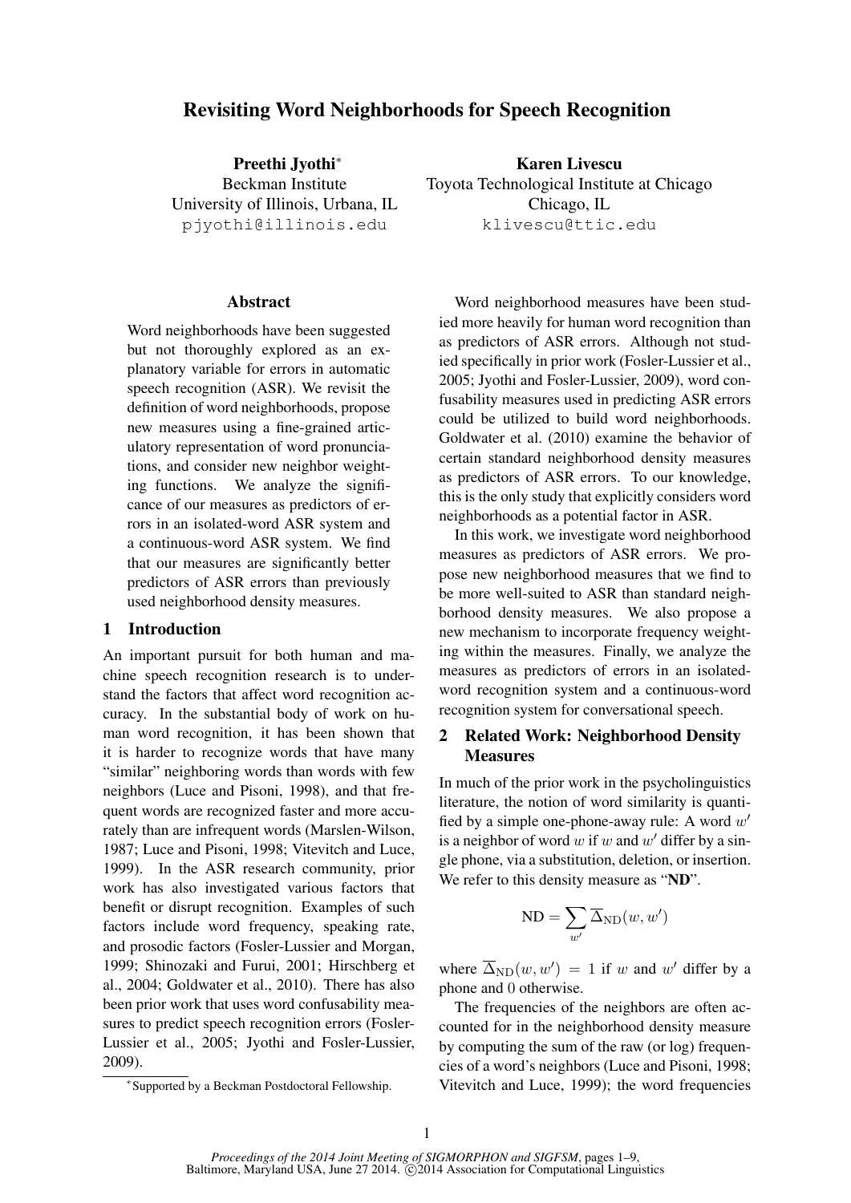# Revisiting Word Neighborhoods for Speech Recognition

**Preethi Jyothi**[*]
Beckman Institute
University of Illinois, Urbana, IL
pjyothi@illinois.edu

**Karen Livescu**
Toyota Technological Institute at Chicago
Chicago, IL
klivescu@ttic.edu

## Abstract

Word neighborhoods have been suggested but not thoroughly explored as an explanatory variable for errors in automatic speech recognition (ASR). We revisit the definition of word neighborhoods, propose new measures using a fine-grained articulatory representation of word pronunciations, and consider new neighbor weighting functions. We analyze the significance of our measures as predictors of errors in an isolated-word ASR system and a continuous-word ASR system. We find that our measures are significantly better predictors of ASR errors than previously used neighborhood density measures.

## 1 Introduction

An important pursuit for both human and machine speech recognition research is to understand the factors that affect word recognition accuracy. In the substantial body of work on human word recognition, it has been shown that it is harder to recognize words that have many "similar" neighboring words than words with few neighbors (Luce and Pisoni, 1998), and that frequent words are recognized faster and more accurately than are infrequent words (Marslen-Wilson, 1987; Luce and Pisoni, 1998; Vitevitch and Luce, 1999). In the ASR research community, prior work has also investigated various factors that benefit or disrupt recognition. Examples of such factors include word frequency, speaking rate, and prosodic factors (Fosler-Lussier and Morgan, 1999; Shinozaki and Furui, 2001; Hirschberg et al., 2004; Goldwater et al., 2010). There has also been prior work that uses word confusability measures to predict speech recognition errors (Fosler-Lussier et al., 2005; Jyothi and Fosler-Lussier, 2009).

[*] Supported by a Beckman Postdoctoral Fellowship.

Word neighborhood measures have been studied more heavily for human word recognition than as predictors of ASR errors. Although not studied specifically in prior work (Fosler-Lussier et al., 2005; Jyothi and Fosler-Lussier, 2009), word confusability measures used in predicting ASR errors could be utilized to build word neighborhoods. Goldwater et al. (2010) examine the behavior of certain standard neighborhood density measures as predictors of ASR errors. To our knowledge, this is the only study that explicitly considers word neighborhoods as a potential factor in ASR.

In this work, we investigate word neighborhood measures as predictors of ASR errors. We propose new neighborhood measures that we find to be more well-suited to ASR than standard neighborhood density measures. We also propose a new mechanism to incorporate frequency weighting within the measures. Finally, we analyze the measures as predictors of errors in an isolated-word recognition system and a continuous-word recognition system for conversational speech.

## 2 Related Work: Neighborhood Density Measures

In much of the prior work in the psycholinguistics literature, the notion of word similarity is quantified by a simple one-phone-away rule: A word $w'$ is a neighbor of word $w$ if $w$ and $w'$ differ by a single phone, via a substitution, deletion, or insertion. We refer to this density measure as "**ND**".

$$\text{ND} = \sum_{w'} \overline{\Delta}_{\text{ND}}(w, w')$$

where $\overline{\Delta}_{\text{ND}}(w, w') = 1$ if $w$ and $w'$ differ by a phone and $0$ otherwise.

The frequencies of the neighbors are often accounted for in the neighborhood density measure by computing the sum of the raw (or log) frequencies of a word's neighbors (Luce and Pisoni, 1998; Vitevitch and Luce, 1999); the word frequencies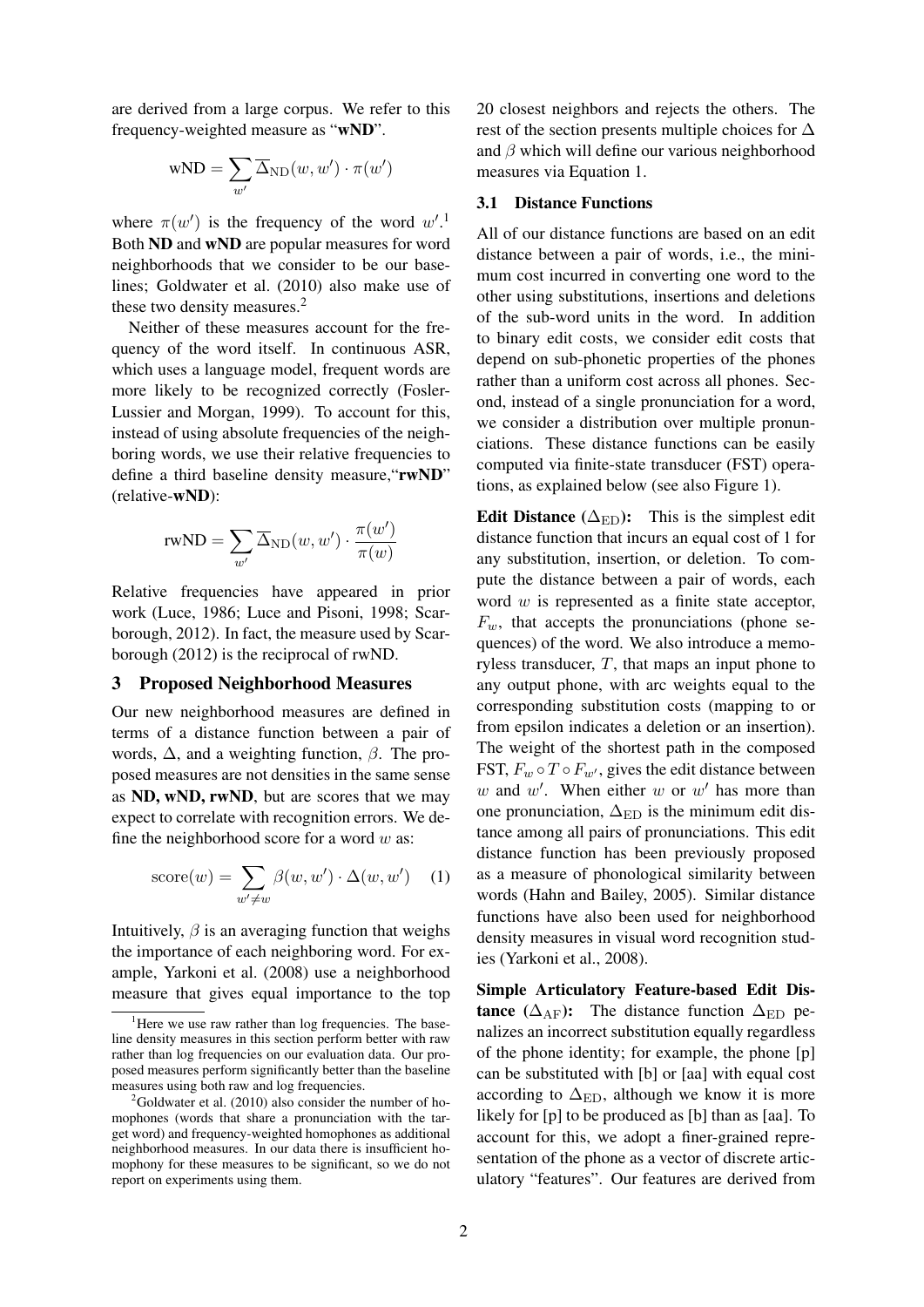are derived from a large corpus. We refer to this frequency-weighted measure as "**wND**".

$$\text{wND} = \sum_{w'} \overline{\Delta}_{\text{ND}}(w, w') \cdot \pi(w')$$

where $\pi(w')$ is the frequency of the word $w'$.[1] Both **ND** and **wND** are popular measures for word neighborhoods that we consider to be our baselines; Goldwater et al. (2010) also make use of these two density measures.[2]

Neither of these measures account for the frequency of the word itself. In continuous ASR, which uses a language model, frequent words are more likely to be recognized correctly (Fosler-Lussier and Morgan, 1999). To account for this, instead of using absolute frequencies of the neighboring words, we use their relative frequencies to define a third baseline density measure,"**rwND**" (relative-**wND**):

$$\text{rwND} = \sum_{w'} \overline{\Delta}_{\text{ND}}(w, w') \cdot \frac{\pi(w')}{\pi(w)}$$

Relative frequencies have appeared in prior work (Luce, 1986; Luce and Pisoni, 1998; Scarborough, 2012). In fact, the measure used by Scarborough (2012) is the reciprocal of rwND.

## 3 Proposed Neighborhood Measures

Our new neighborhood measures are defined in terms of a distance function between a pair of words, $\Delta$, and a weighting function, $\beta$. The proposed measures are not densities in the same sense as **ND, wND, rwND**, but are scores that we may expect to correlate with recognition errors. We define the neighborhood score for a word $w$ as:

$$\text{score}(w) = \sum_{w' \neq w} \beta(w, w') \cdot \Delta(w, w') \quad (1)$$

Intuitively, $\beta$ is an averaging function that weighs the importance of each neighboring word. For example, Yarkoni et al. (2008) use a neighborhood measure that gives equal importance to the top 20 closest neighbors and rejects the others. The rest of the section presents multiple choices for $\Delta$ and $\beta$ which will define our various neighborhood measures via Equation 1.

### 3.1 Distance Functions

All of our distance functions are based on an edit distance between a pair of words, i.e., the minimum cost incurred in converting one word to the other using substitutions, insertions and deletions of the sub-word units in the word. In addition to binary edit costs, we consider edit costs that depend on sub-phonetic properties of the phones rather than a uniform cost across all phones. Second, instead of a single pronunciation for a word, we consider a distribution over multiple pronunciations. These distance functions can be easily computed via finite-state transducer (FST) operations, as explained below (see also Figure 1).

**Edit Distance ($\Delta_{\text{ED}}$):** This is the simplest edit distance function that incurs an equal cost of 1 for any substitution, insertion, or deletion. To compute the distance between a pair of words, each word $w$ is represented as a finite state acceptor, $F_w$, that accepts the pronunciations (phone sequences) of the word. We also introduce a memoryless transducer, $T$, that maps an input phone to any output phone, with arc weights equal to the corresponding substitution costs (mapping to or from epsilon indicates a deletion or an insertion). The weight of the shortest path in the composed FST, $F_w \circ T \circ F_{w'}$, gives the edit distance between $w$ and $w'$. When either $w$ or $w'$ has more than one pronunciation, $\Delta_{\text{ED}}$ is the minimum edit distance among all pairs of pronunciations. This edit distance function has been previously proposed as a measure of phonological similarity between words (Hahn and Bailey, 2005). Similar distance functions have also been used for neighborhood density measures in visual word recognition studies (Yarkoni et al., 2008).

**Simple Articulatory Feature-based Edit Distance ($\Delta_{\text{AF}}$):** The distance function $\Delta_{\text{ED}}$ penalizes an incorrect substitution equally regardless of the phone identity; for example, the phone [p] can be substituted with [b] or [aa] with equal cost according to $\Delta_{\text{ED}}$, although we know it is more likely for [p] to be produced as [b] than as [aa]. To account for this, we adopt a finer-grained representation of the phone as a vector of discrete articulatory "features". Our features are derived from

---

[1] Here we use raw rather than log frequencies. The baseline density measures in this section perform better with raw rather than log frequencies on our evaluation data. Our proposed measures perform significantly better than the baseline measures using both raw and log frequencies.

[2] Goldwater et al. (2010) also consider the number of homophones (words that share a pronunciation with the target word) and frequency-weighted homophones as additional neighborhood measures. In our data there is insufficient homophony for these measures to be significant, so we do not report on experiments using them.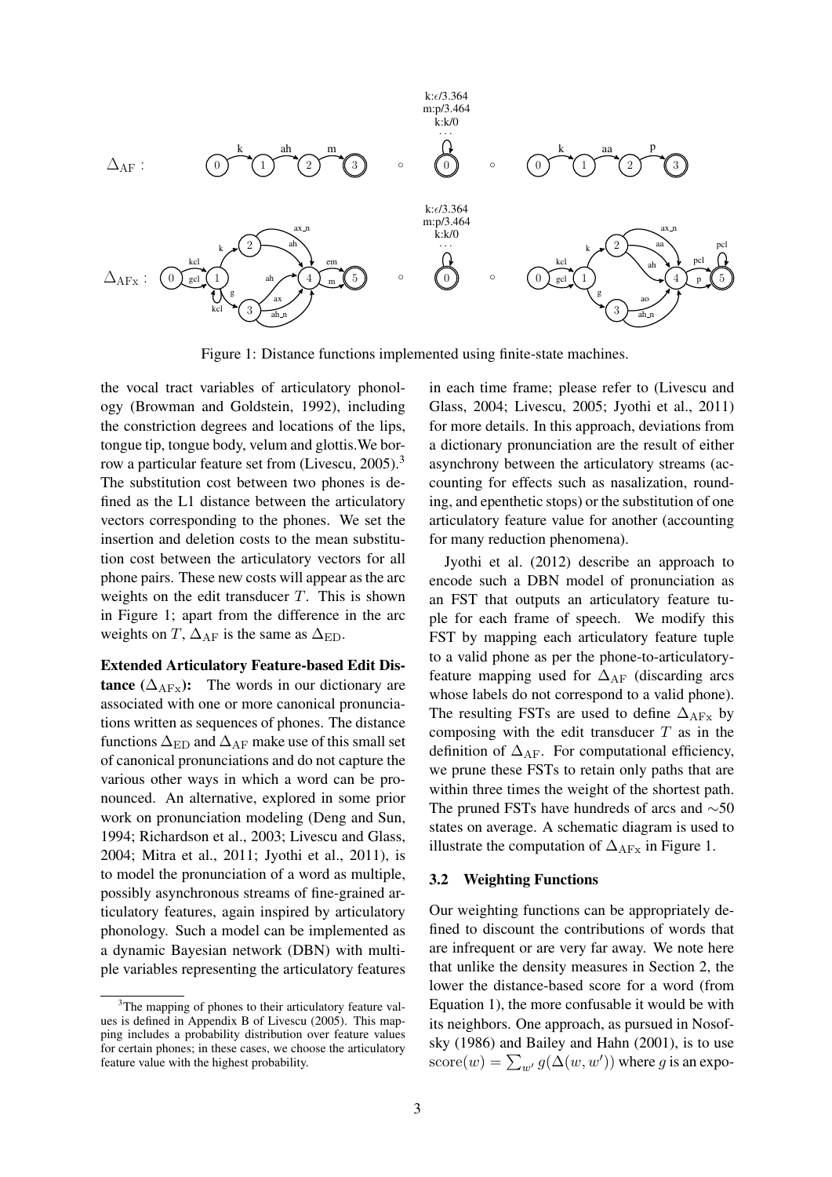Figure 1: Distance functions implemented using finite-state machines.

the vocal tract variables of articulatory phonology (Browman and Goldstein, 1992), including the constriction degrees and locations of the lips, tongue tip, tongue body, velum and glottis.We borrow a particular feature set from (Livescu, 2005).[3] The substitution cost between two phones is defined as the L1 distance between the articulatory vectors corresponding to the phones. We set the insertion and deletion costs to the mean substitution cost between the articulatory vectors for all phone pairs. These new costs will appear as the arc weights on the edit transducer $T$. This is shown in Figure 1; apart from the difference in the arc weights on $T$, $\Delta_{\mathrm{AF}}$ is the same as $\Delta_{\mathrm{ED}}$.

**Extended Articulatory Feature-based Edit Distance ($\Delta_{\mathrm{AFx}}$):** The words in our dictionary are associated with one or more canonical pronunciations written as sequences of phones. The distance functions $\Delta_{\mathrm{ED}}$ and $\Delta_{\mathrm{AF}}$ make use of this small set of canonical pronunciations and do not capture the various other ways in which a word can be pronounced. An alternative, explored in some prior work on pronunciation modeling (Deng and Sun, 1994; Richardson et al., 2003; Livescu and Glass, 2004; Mitra et al., 2011; Jyothi et al., 2011), is to model the pronunciation of a word as multiple, possibly asynchronous streams of fine-grained articulatory features, again inspired by articulatory phonology. Such a model can be implemented as a dynamic Bayesian network (DBN) with multiple variables representing the articulatory features in each time frame; please refer to (Livescu and Glass, 2004; Livescu, 2005; Jyothi et al., 2011) for more details. In this approach, deviations from a dictionary pronunciation are the result of either asynchrony between the articulatory streams (accounting for effects such as nasalization, rounding, and epenthetic stops) or the substitution of one articulatory feature value for another (accounting for many reduction phenomena).

Jyothi et al. (2012) describe an approach to encode such a DBN model of pronunciation as an FST that outputs an articulatory feature tuple for each frame of speech. We modify this FST by mapping each articulatory feature tuple to a valid phone as per the phone-to-articulatory-feature mapping used for $\Delta_{\mathrm{AF}}$ (discarding arcs whose labels do not correspond to a valid phone). The resulting FSTs are used to define $\Delta_{\mathrm{AFx}}$ by composing with the edit transducer $T$ as in the definition of $\Delta_{\mathrm{AF}}$. For computational efficiency, we prune these FSTs to retain only paths that are within three times the weight of the shortest path. The pruned FSTs have hundreds of arcs and $\sim$50 states on average. A schematic diagram is used to illustrate the computation of $\Delta_{\mathrm{AFx}}$ in Figure 1.

### 3.2 Weighting Functions

Our weighting functions can be appropriately defined to discount the contributions of words that are infrequent or are very far away. We note here that unlike the density measures in Section 2, the lower the distance-based score for a word (from Equation 1), the more confusable it would be with its neighbors. One approach, as pursued in Nosofsky (1986) and Bailey and Hahn (2001), is to use $\mathrm{score}(w) = \sum_{w'} g(\Delta(w, w'))$ where $g$ is an expo-

[3] The mapping of phones to their articulatory feature values is defined in Appendix B of Livescu (2005). This mapping includes a probability distribution over feature values for certain phones; in these cases, we choose the articulatory feature value with the highest probability.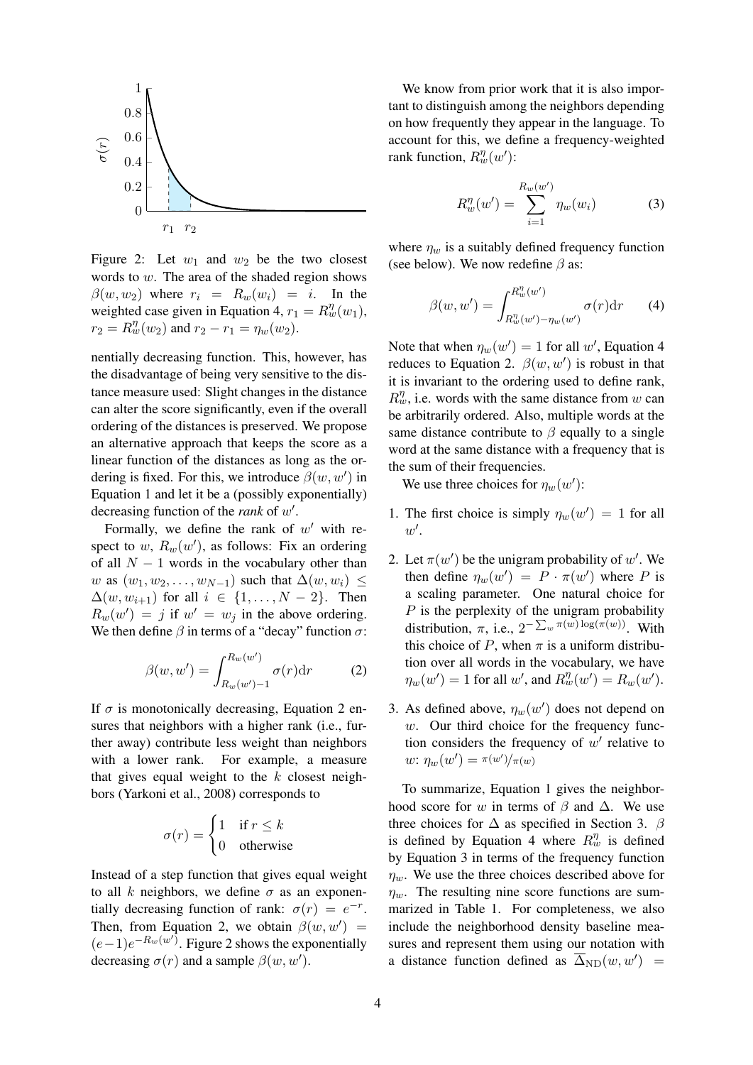Figure 2: Let $w_1$ and $w_2$ be the two closest words to $w$. The area of the shaded region shows $\beta(w, w_2)$ where $r_i = R_w(w_i) = i$. In the weighted case given in Equation 4, $r_1 = R_w^\eta(w_1)$, $r_2 = R_w^\eta(w_2)$ and $r_2 - r_1 = \eta_w(w_2)$.

nentially decreasing function. This, however, has the disadvantage of being very sensitive to the distance measure used: Slight changes in the distance can alter the score significantly, even if the overall ordering of the distances is preserved. We propose an alternative approach that keeps the score as a linear function of the distances as long as the ordering is fixed. For this, we introduce $\beta(w, w')$ in Equation 1 and let it be a (possibly exponentially) decreasing function of the *rank* of $w'$.

Formally, we define the rank of $w'$ with respect to $w$, $R_w(w')$, as follows: Fix an ordering of all $N - 1$ words in the vocabulary other than $w$ as $(w_1, w_2, \ldots, w_{N-1})$ such that $\Delta(w, w_i) \leq \Delta(w, w_{i+1})$ for all $i \in \{1, \ldots, N-2\}$. Then $R_w(w') = j$ if $w' = w_j$ in the above ordering. We then define $\beta$ in terms of a "decay" function $\sigma$:

$$\beta(w, w') = \int_{R_w(w')-1}^{R_w(w')} \sigma(r) \mathrm{d}r \qquad (2)$$

If $\sigma$ is monotonically decreasing, Equation 2 ensures that neighbors with a higher rank (i.e., further away) contribute less weight than neighbors with a lower rank. For example, a measure that gives equal weight to the $k$ closest neighbors (Yarkoni et al., 2008) corresponds to

$$\sigma(r) = \begin{cases} 1 & \text{if } r \leq k \\ 0 & \text{otherwise} \end{cases}$$

Instead of a step function that gives equal weight to all $k$ neighbors, we define $\sigma$ as an exponentially decreasing function of rank: $\sigma(r) = e^{-r}$. Then, from Equation 2, we obtain $\beta(w, w') = (e-1)e^{-R_w(w')}$. Figure 2 shows the exponentially decreasing $\sigma(r)$ and a sample $\beta(w, w')$.

We know from prior work that it is also important to distinguish among the neighbors depending on how frequently they appear in the language. To account for this, we define a frequency-weighted rank function, $R_w^\eta(w')$:

$$R_w^\eta(w') = \sum_{i=1}^{R_w(w')} \eta_w(w_i) \qquad (3)$$

where $\eta_w$ is a suitably defined frequency function (see below). We now redefine $\beta$ as:

$$\beta(w, w') = \int_{R_w^\eta(w')-\eta_w(w')}^{R_w^\eta(w')} \sigma(r) \mathrm{d}r \qquad (4)$$

Note that when $\eta_w(w') = 1$ for all $w'$, Equation 4 reduces to Equation 2. $\beta(w, w')$ is robust in that it is invariant to the ordering used to define rank, $R_w^\eta$, i.e. words with the same distance from $w$ can be arbitrarily ordered. Also, multiple words at the same distance contribute to $\beta$ equally to a single word at the same distance with a frequency that is the sum of their frequencies.

We use three choices for $\eta_w(w')$:

1. The first choice is simply $\eta_w(w') = 1$ for all $w'$.
2. Let $\pi(w')$ be the unigram probability of $w'$. We then define $\eta_w(w') = P \cdot \pi(w')$ where $P$ is a scaling parameter. One natural choice for $P$ is the perplexity of the unigram probability distribution, $\pi$, i.e., $2^{-\sum_w \pi(w)\log(\pi(w))}$. With this choice of $P$, when $\pi$ is a uniform distribution over all words in the vocabulary, we have $\eta_w(w') = 1$ for all $w'$, and $R_w^\eta(w') = R_w(w')$.
3. As defined above, $\eta_w(w')$ does not depend on $w$. Our third choice for the frequency function considers the frequency of $w'$ relative to $w$: $\eta_w(w') = \pi(w')/\pi(w)$

To summarize, Equation 1 gives the neighborhood score for $w$ in terms of $\beta$ and $\Delta$. We use three choices for $\Delta$ as specified in Section 3. $\beta$ is defined by Equation 4 where $R_w^\eta$ is defined by Equation 3 in terms of the frequency function $\eta_w$. We use the three choices described above for $\eta_w$. The resulting nine score functions are summarized in Table 1. For completeness, we also include the neighborhood density baseline measures and represent them using our notation with a distance function defined as $\overline{\Delta}_{\text{ND}}(w, w') =$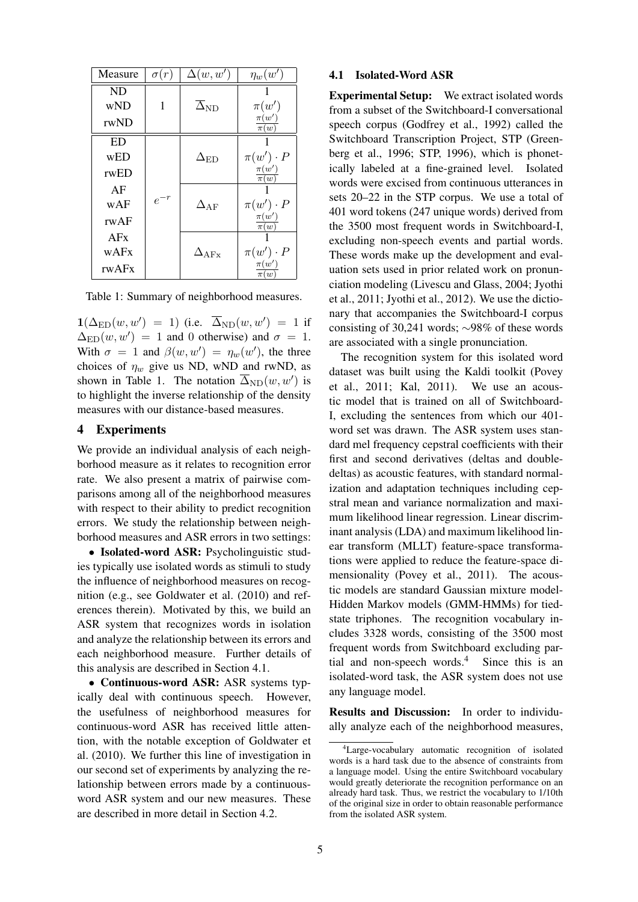| Measure | $\sigma(r)$ | $\Delta(w, w')$ | $\eta_w(w')$ |
|---|---|---|---|
| ND | 1 | $\overline{\Delta}_{\mathrm{ND}}$ | 1 |
| wND | | | $\pi(w')$ |
| rwND | | | $\frac{\pi(w')}{\pi(w)}$ |
| ED | $e^{-r}$ | $\Delta_{\mathrm{ED}}$ | 1 |
| wED | | | $\pi(w') \cdot P$ |
| rwED | | | $\frac{\pi(w')}{\pi(w)}$ |
| AF | | $\Delta_{\mathrm{AF}}$ | 1 |
| wAF | | | $\pi(w') \cdot P$ |
| rwAF | | | $\frac{\pi(w')}{\pi(w)}$ |
| AFx | | $\Delta_{\mathrm{AFx}}$ | 1 |
| wAFx | | | $\pi(w') \cdot P$ |
| rwAFx | | | $\frac{\pi(w')}{\pi(w)}$ |

Table 1: Summary of neighborhood measures.

$\mathbf{1}(\Delta_{\mathrm{ED}}(w, w') = 1)$ (i.e. $\overline{\Delta}_{\mathrm{ND}}(w, w') = 1$ if $\Delta_{\mathrm{ED}}(w, w') = 1$ and 0 otherwise) and $\sigma = 1$. With $\sigma = 1$ and $\beta(w, w') = \eta_w(w')$, the three choices of $\eta_w$ give us ND, wND and rwND, as shown in Table 1. The notation $\overline{\Delta}_{\mathrm{ND}}(w, w')$ is to highlight the inverse relationship of the density measures with our distance-based measures.

## 4 Experiments

We provide an individual analysis of each neighborhood measure as it relates to recognition error rate. We also present a matrix of pairwise comparisons among all of the neighborhood measures with respect to their ability to predict recognition errors. We study the relationship between neighborhood measures and ASR errors in two settings:

- **Isolated-word ASR:** Psycholinguistic studies typically use isolated words as stimuli to study the influence of neighborhood measures on recognition (e.g., see Goldwater et al. (2010) and references therein). Motivated by this, we build an ASR system that recognizes words in isolation and analyze the relationship between its errors and each neighborhood measure. Further details of this analysis are described in Section 4.1.
- **Continuous-word ASR:** ASR systems typically deal with continuous speech. However, the usefulness of neighborhood measures for continuous-word ASR has received little attention, with the notable exception of Goldwater et al. (2010). We further this line of investigation in our second set of experiments by analyzing the relationship between errors made by a continuous-word ASR system and our new measures. These are described in more detail in Section 4.2.

### 4.1 Isolated-Word ASR

**Experimental Setup:** We extract isolated words from a subset of the Switchboard-I conversational speech corpus (Godfrey et al., 1992) called the Switchboard Transcription Project, STP (Greenberg et al., 1996; STP, 1996), which is phonetically labeled at a fine-grained level. Isolated words were excised from continuous utterances in sets 20–22 in the STP corpus. We use a total of 401 word tokens (247 unique words) derived from the 3500 most frequent words in Switchboard-I, excluding non-speech events and partial words. These words make up the development and evaluation sets used in prior related work on pronunciation modeling (Livescu and Glass, 2004; Jyothi et al., 2011; Jyothi et al., 2012). We use the dictionary that accompanies the Switchboard-I corpus consisting of 30,241 words; ∼98% of these words are associated with a single pronunciation.

The recognition system for this isolated word dataset was built using the Kaldi toolkit (Povey et al., 2011; Kal, 2011). We use an acoustic model that is trained on all of Switchboard-I, excluding the sentences from which our 401-word set was drawn. The ASR system uses standard mel frequency cepstral coefficients with their first and second derivatives (deltas and double-deltas) as acoustic features, with standard normalization and adaptation techniques including cepstral mean and variance normalization and maximum likelihood linear regression. Linear discriminant analysis (LDA) and maximum likelihood linear transform (MLLT) feature-space transformations were applied to reduce the feature-space dimensionality (Povey et al., 2011). The acoustic models are standard Gaussian mixture model-Hidden Markov models (GMM-HMMs) for tied-state triphones. The recognition vocabulary includes 3328 words, consisting of the 3500 most frequent words from Switchboard excluding partial and non-speech words.[4] Since this is an isolated-word task, the ASR system does not use any language model.

**Results and Discussion:** In order to individually analyze each of the neighborhood measures,

[4] Large-vocabulary automatic recognition of isolated words is a hard task due to the absence of constraints from a language model. Using the entire Switchboard vocabulary would greatly deteriorate the recognition performance on an already hard task. Thus, we restrict the vocabulary to 1/10th of the original size in order to obtain reasonable performance from the isolated ASR system.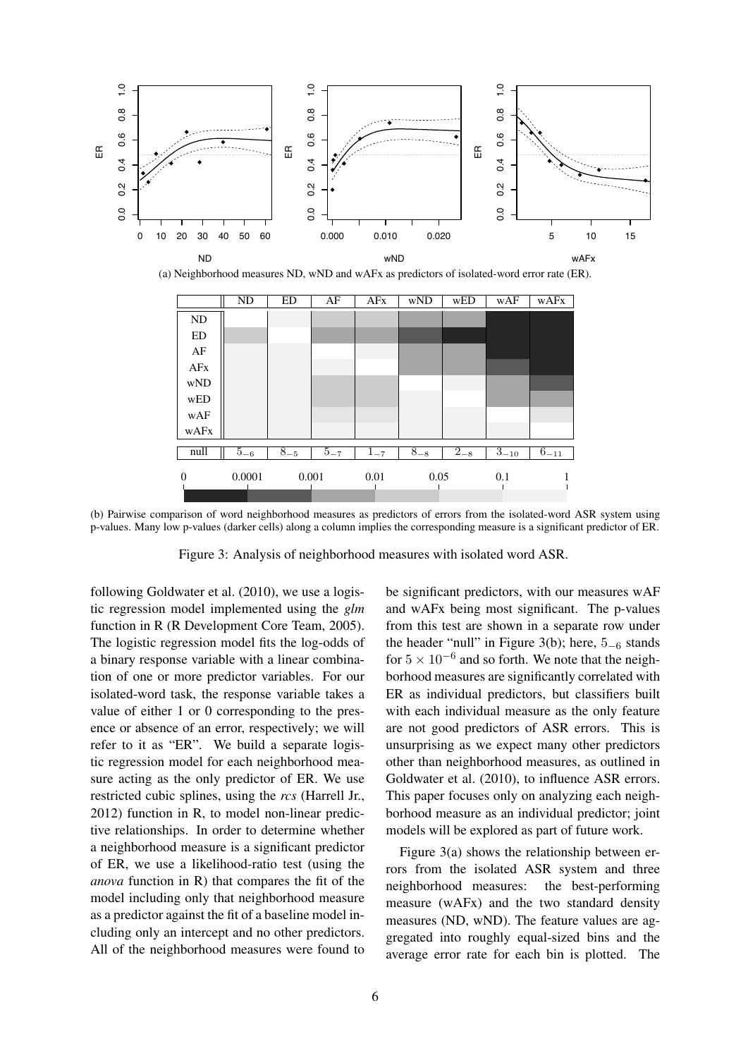(a) Neighborhood measures ND, wND and wAFx as predictors of isolated-word error rate (ER).

|  | ND | ED | AF | AFx | wND | wED | wAF | wAFx |
|---|---|---|---|---|---|---|---|---|
| null | $5_{-6}$ | $8_{-5}$ | $5_{-7}$ | $1_{-7}$ | $8_{-8}$ | $2_{-8}$ | $3_{-10}$ | $6_{-11}$ |

(b) Pairwise comparison of word neighborhood measures as predictors of errors from the isolated-word ASR system using p-values. Many low p-values (darker cells) along a column implies the corresponding measure is a significant predictor of ER.

Figure 3: Analysis of neighborhood measures with isolated word ASR.

following Goldwater et al. (2010), we use a logistic regression model implemented using the *glm* function in R (R Development Core Team, 2005). The logistic regression model fits the log-odds of a binary response variable with a linear combination of one or more predictor variables. For our isolated-word task, the response variable takes a value of either 1 or 0 corresponding to the presence or absence of an error, respectively; we will refer to it as "ER". We build a separate logistic regression model for each neighborhood measure acting as the only predictor of ER. We use restricted cubic splines, using the *rcs* (Harrell Jr., 2012) function in R, to model non-linear predictive relationships. In order to determine whether a neighborhood measure is a significant predictor of ER, we use a likelihood-ratio test (using the *anova* function in R) that compares the fit of the model including only that neighborhood measure as a predictor against the fit of a baseline model including only an intercept and no other predictors. All of the neighborhood measures were found to be significant predictors, with our measures wAF and wAFx being most significant. The p-values from this test are shown in a separate row under the header "null" in Figure 3(b); here, $5_{-6}$ stands for $5 \times 10^{-6}$ and so forth. We note that the neighborhood measures are significantly correlated with ER as individual predictors, but classifiers built with each individual measure as the only feature are not good predictors of ASR errors. This is unsurprising as we expect many other predictors other than neighborhood measures, as outlined in Goldwater et al. (2010), to influence ASR errors. This paper focuses only on analyzing each neighborhood measure as an individual predictor; joint models will be explored as part of future work.

Figure 3(a) shows the relationship between errors from the isolated ASR system and three neighborhood measures: the best-performing measure (wAFx) and the two standard density measures (ND, wND). The feature values are aggregated into roughly equal-sized bins and the average error rate for each bin is plotted. The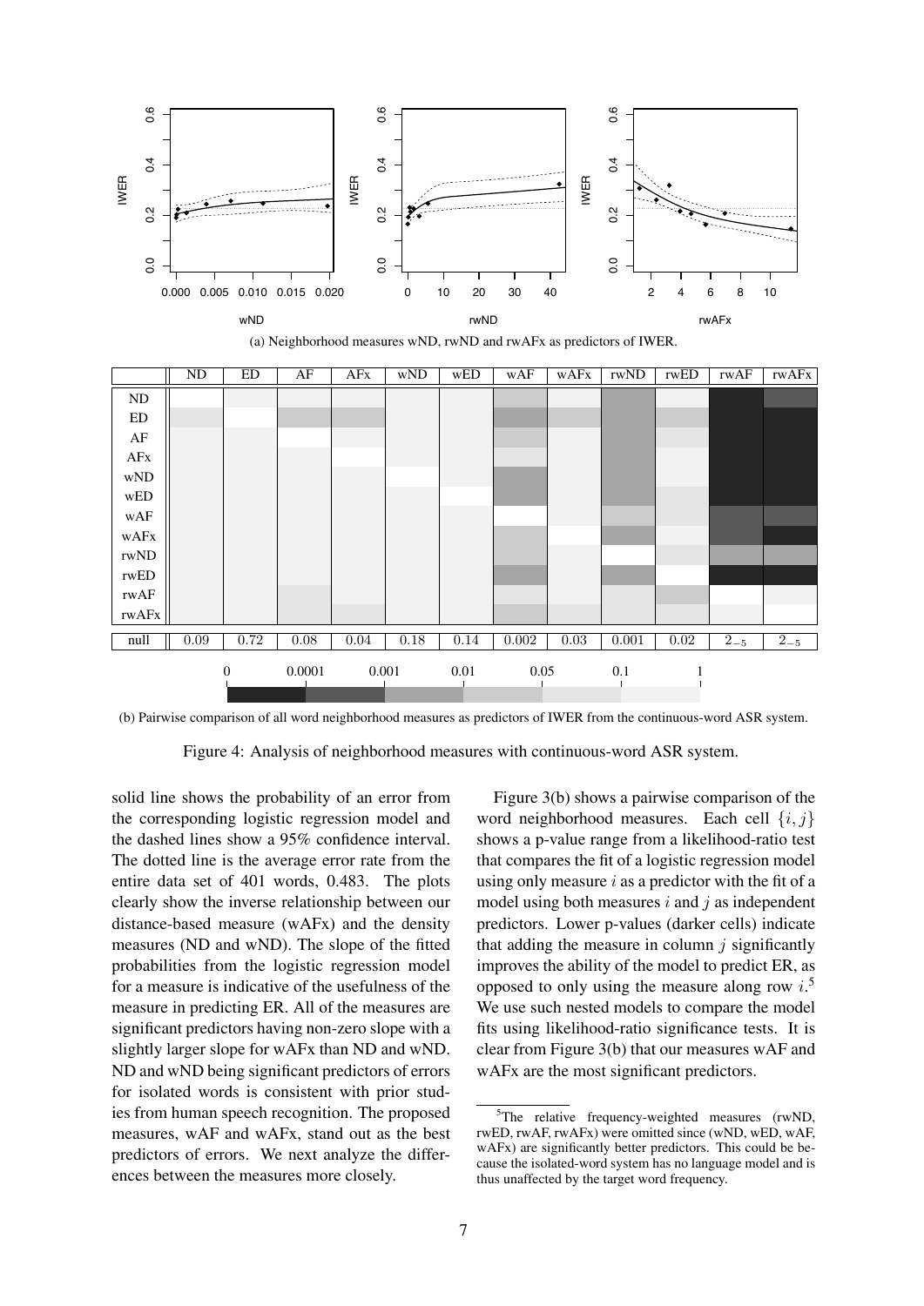(a) Neighborhood measures wND, rwND and rwAFx as predictors of IWER.

| | ND | ED | AF | AFx | wND | wED | wAF | wAFx | rwND | rwED | rwAF | rwAFx |
|---|---|---|---|---|---|---|---|---|---|---|---|---|
| null | 0.09 | 0.72 | 0.08 | 0.04 | 0.18 | 0.14 | 0.002 | 0.03 | 0.001 | 0.02 | $2_{-5}$ | $2_{-5}$ |

(b) Pairwise comparison of all word neighborhood measures as predictors of IWER from the continuous-word ASR system.

Figure 4: Analysis of neighborhood measures with continuous-word ASR system.

solid line shows the probability of an error from the corresponding logistic regression model and the dashed lines show a 95% confidence interval. The dotted line is the average error rate from the entire data set of 401 words, 0.483. The plots clearly show the inverse relationship between our distance-based measure (wAFx) and the density measures (ND and wND). The slope of the fitted probabilities from the logistic regression model for a measure is indicative of the usefulness of the measure in predicting ER. All of the measures are significant predictors having non-zero slope with a slightly larger slope for wAFx than ND and wND. ND and wND being significant predictors of errors for isolated words is consistent with prior studies from human speech recognition. The proposed measures, wAF and wAFx, stand out as the best predictors of errors. We next analyze the differences between the measures more closely.

Figure 3(b) shows a pairwise comparison of the word neighborhood measures. Each cell $\{i, j\}$ shows a p-value range from a likelihood-ratio test that compares the fit of a logistic regression model using only measure $i$ as a predictor with the fit of a model using both measures $i$ and $j$ as independent predictors. Lower p-values (darker cells) indicate that adding the measure in column $j$ significantly improves the ability of the model to predict ER, as opposed to only using the measure along row $i$.[5] We use such nested models to compare the model fits using likelihood-ratio significance tests. It is clear from Figure 3(b) that our measures wAF and wAFx are the most significant predictors.

[5]The relative frequency-weighted measures (rwND, rwED, rwAF, rwAFx) were omitted since (wND, wED, wAF, wAFx) are significantly better predictors. This could be because the isolated-word system has no language model and is thus unaffected by the target word frequency.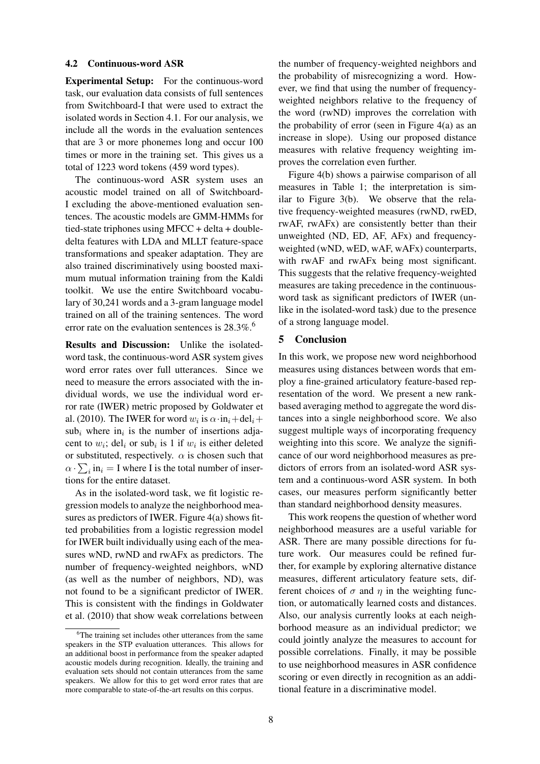### 4.2 Continuous-word ASR

**Experimental Setup:** For the continuous-word task, our evaluation data consists of full sentences from Switchboard-I that were used to extract the isolated words in Section 4.1. For our analysis, we include all the words in the evaluation sentences that are 3 or more phonemes long and occur 100 times or more in the training set. This gives us a total of 1223 word tokens (459 word types).

The continuous-word ASR system uses an acoustic model trained on all of Switchboard-I excluding the above-mentioned evaluation sentences. The acoustic models are GMM-HMMs for tied-state triphones using MFCC + delta + double-delta features with LDA and MLLT feature-space transformations and speaker adaptation. They are also trained discriminatively using boosted maximum mutual information training from the Kaldi toolkit. We use the entire Switchboard vocabulary of 30,241 words and a 3-gram language model trained on all of the training sentences. The word error rate on the evaluation sentences is 28.3%.[6]

**Results and Discussion:** Unlike the isolated-word task, the continuous-word ASR system gives word error rates over full utterances. Since we need to measure the errors associated with the individual words, we use the individual word error rate (IWER) metric proposed by Goldwater et al. (2010). The IWER for word $w_i$ is $\alpha \cdot \text{in}_i + \text{del}_i + \text{sub}_i$ where $\text{in}_i$ is the number of insertions adjacent to $w_i$; $\text{del}_i$ or $\text{sub}_i$ is 1 if $w_i$ is either deleted or substituted, respectively. $\alpha$ is chosen such that $\alpha \cdot \sum_i \text{in}_i = \text{I}$ where I is the total number of insertions for the entire dataset.

As in the isolated-word task, we fit logistic regression models to analyze the neighborhood measures as predictors of IWER. Figure 4(a) shows fitted probabilities from a logistic regression model for IWER built individually using each of the measures wND, rwND and rwAFx as predictors. The number of frequency-weighted neighbors, wND (as well as the number of neighbors, ND), was not found to be a significant predictor of IWER. This is consistent with the findings in Goldwater et al. (2010) that show weak correlations between the number of frequency-weighted neighbors and the probability of misrecognizing a word. However, we find that using the number of frequency-weighted neighbors relative to the frequency of the word (rwND) improves the correlation with the probability of error (seen in Figure 4(a) as an increase in slope). Using our proposed distance measures with relative frequency weighting improves the correlation even further.

Figure 4(b) shows a pairwise comparison of all measures in Table 1; the interpretation is similar to Figure 3(b). We observe that the relative frequency-weighted measures (rwND, rwED, rwAF, rwAFx) are consistently better than their unweighted (ND, ED, AF, AFx) and frequency-weighted (wND, wED, wAF, wAFx) counterparts, with rwAF and rwAFx being most significant. This suggests that the relative frequency-weighted measures are taking precedence in the continuous-word task as significant predictors of IWER (unlike in the isolated-word task) due to the presence of a strong language model.

## 5 Conclusion

In this work, we propose new word neighborhood measures using distances between words that employ a fine-grained articulatory feature-based representation of the word. We present a new rank-based averaging method to aggregate the word distances into a single neighborhood score. We also suggest multiple ways of incorporating frequency weighting into this score. We analyze the significance of our word neighborhood measures as predictors of errors from an isolated-word ASR system and a continuous-word ASR system. In both cases, our measures perform significantly better than standard neighborhood density measures.

This work reopens the question of whether word neighborhood measures are a useful variable for ASR. There are many possible directions for future work. Our measures could be refined further, for example by exploring alternative distance measures, different articulatory feature sets, different choices of $\sigma$ and $\eta$ in the weighting function, or automatically learned costs and distances. Also, our analysis currently looks at each neighborhood measure as an individual predictor; we could jointly analyze the measures to account for possible correlations. Finally, it may be possible to use neighborhood measures in ASR confidence scoring or even directly in recognition as an additional feature in a discriminative model.

[6] The training set includes other utterances from the same speakers in the STP evaluation utterances. This allows for an additional boost in performance from the speaker adapted acoustic models during recognition. Ideally, the training and evaluation sets should not contain utterances from the same speakers. We allow for this to get word error rates that are more comparable to state-of-the-art results on this corpus.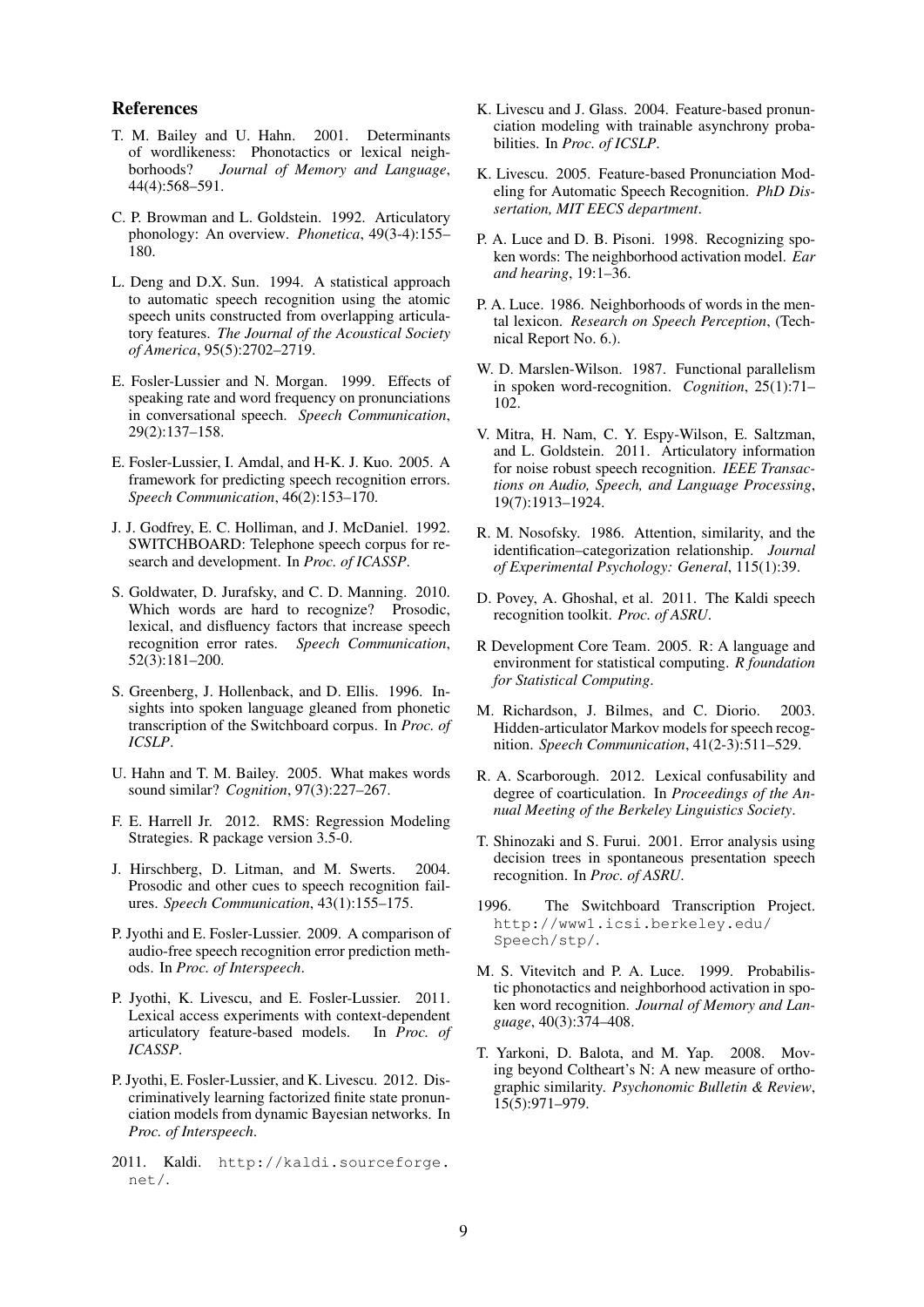## References

T. M. Bailey and U. Hahn. 2001. Determinants of wordlikeness: Phonotactics or lexical neighborhoods? *Journal of Memory and Language*, 44(4):568–591.

C. P. Browman and L. Goldstein. 1992. Articulatory phonology: An overview. *Phonetica*, 49(3-4):155–180.

L. Deng and D.X. Sun. 1994. A statistical approach to automatic speech recognition using the atomic speech units constructed from overlapping articulatory features. *The Journal of the Acoustical Society of America*, 95(5):2702–2719.

E. Fosler-Lussier and N. Morgan. 1999. Effects of speaking rate and word frequency on pronunciations in conversational speech. *Speech Communication*, 29(2):137–158.

E. Fosler-Lussier, I. Amdal, and H-K. J. Kuo. 2005. A framework for predicting speech recognition errors. *Speech Communication*, 46(2):153–170.

J. J. Godfrey, E. C. Holliman, and J. McDaniel. 1992. SWITCHBOARD: Telephone speech corpus for research and development. In *Proc. of ICASSP*.

S. Goldwater, D. Jurafsky, and C. D. Manning. 2010. Which words are hard to recognize? Prosodic, lexical, and disfluency factors that increase speech recognition error rates. *Speech Communication*, 52(3):181–200.

S. Greenberg, J. Hollenback, and D. Ellis. 1996. Insights into spoken language gleaned from phonetic transcription of the Switchboard corpus. In *Proc. of ICSLP*.

U. Hahn and T. M. Bailey. 2005. What makes words sound similar? *Cognition*, 97(3):227–267.

F. E. Harrell Jr. 2012. RMS: Regression Modeling Strategies. R package version 3.5-0.

J. Hirschberg, D. Litman, and M. Swerts. 2004. Prosodic and other cues to speech recognition failures. *Speech Communication*, 43(1):155–175.

P. Jyothi and E. Fosler-Lussier. 2009. A comparison of audio-free speech recognition error prediction methods. In *Proc. of Interspeech*.

P. Jyothi, K. Livescu, and E. Fosler-Lussier. 2011. Lexical access experiments with context-dependent articulatory feature-based models. In *Proc. of ICASSP*.

P. Jyothi, E. Fosler-Lussier, and K. Livescu. 2012. Discriminatively learning factorized finite state pronunciation models from dynamic Bayesian networks. In *Proc. of Interspeech*.

2011. Kaldi. http://kaldi.sourceforge.net/.

K. Livescu and J. Glass. 2004. Feature-based pronunciation modeling with trainable asynchrony probabilities. In *Proc. of ICSLP*.

K. Livescu. 2005. Feature-based Pronunciation Modeling for Automatic Speech Recognition. *PhD Dissertation, MIT EECS department*.

P. A. Luce and D. B. Pisoni. 1998. Recognizing spoken words: The neighborhood activation model. *Ear and hearing*, 19:1–36.

P. A. Luce. 1986. Neighborhoods of words in the mental lexicon. *Research on Speech Perception*, (Technical Report No. 6.).

W. D. Marslen-Wilson. 1987. Functional parallelism in spoken word-recognition. *Cognition*, 25(1):71–102.

V. Mitra, H. Nam, C. Y. Espy-Wilson, E. Saltzman, and L. Goldstein. 2011. Articulatory information for noise robust speech recognition. *IEEE Transactions on Audio, Speech, and Language Processing*, 19(7):1913–1924.

R. M. Nosofsky. 1986. Attention, similarity, and the identification–categorization relationship. *Journal of Experimental Psychology: General*, 115(1):39.

D. Povey, A. Ghoshal, et al. 2011. The Kaldi speech recognition toolkit. *Proc. of ASRU*.

R Development Core Team. 2005. R: A language and environment for statistical computing. *R foundation for Statistical Computing*.

M. Richardson, J. Bilmes, and C. Diorio. 2003. Hidden-articulator Markov models for speech recognition. *Speech Communication*, 41(2-3):511–529.

R. A. Scarborough. 2012. Lexical confusability and degree of coarticulation. In *Proceedings of the Annual Meeting of the Berkeley Linguistics Society*.

T. Shinozaki and S. Furui. 2001. Error analysis using decision trees in spontaneous presentation speech recognition. In *Proc. of ASRU*.

1996. The Switchboard Transcription Project. http://www1.icsi.berkeley.edu/Speech/stp/.

M. S. Vitevitch and P. A. Luce. 1999. Probabilistic phonotactics and neighborhood activation in spoken word recognition. *Journal of Memory and Language*, 40(3):374–408.

T. Yarkoni, D. Balota, and M. Yap. 2008. Moving beyond Coltheart's N: A new measure of orthographic similarity. *Psychonomic Bulletin & Review*, 15(5):971–979.